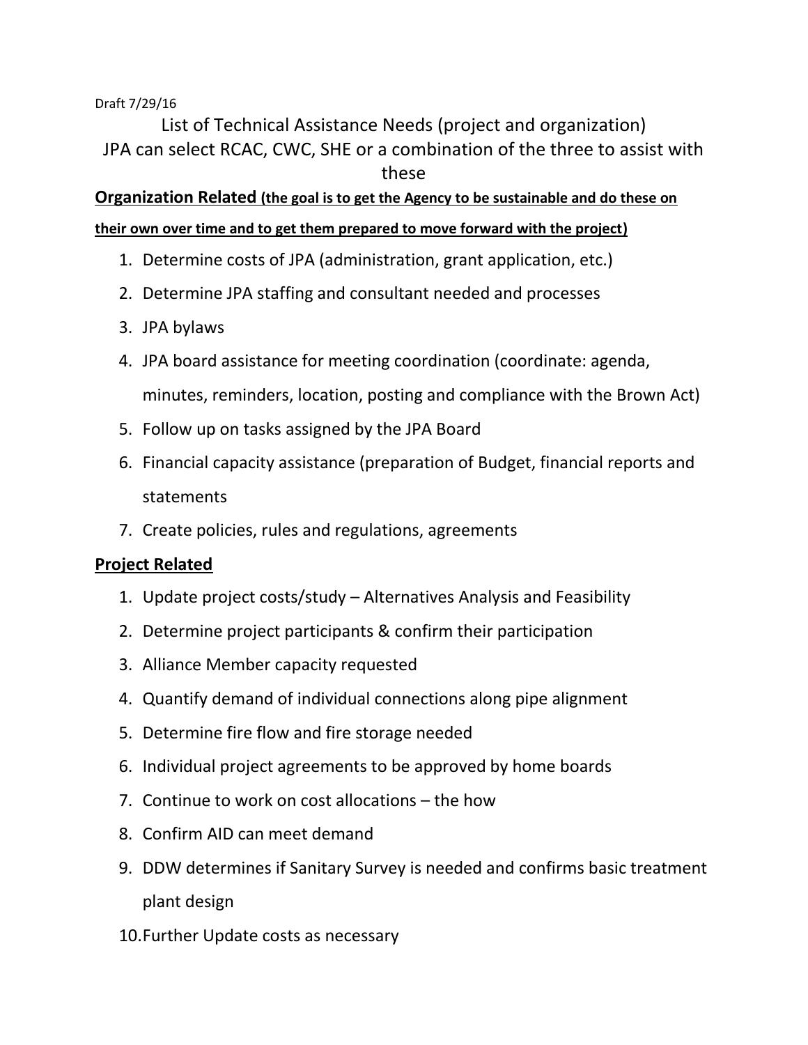Draft 7/29/16

# List of Technical Assistance Needs (project and organization)
# JPA can select RCAC, CWC, SHE or a combination of the three to assist with these

**Organization Related (the goal is to get the Agency to be sustainable and do these on their own over time and to get them prepared to move forward with the project)**

1. Determine costs of JPA (administration, grant application, etc.)
2. Determine JPA staffing and consultant needed and processes
3. JPA bylaws
4. JPA board assistance for meeting coordination (coordinate: agenda, minutes, reminders, location, posting and compliance with the Brown Act)
5. Follow up on tasks assigned by the JPA Board
6. Financial capacity assistance (preparation of Budget, financial reports and statements
7. Create policies, rules and regulations, agreements

**Project Related**

1. Update project costs/study – Alternatives Analysis and Feasibility
2. Determine project participants & confirm their participation
3. Alliance Member capacity requested
4. Quantify demand of individual connections along pipe alignment
5. Determine fire flow and fire storage needed
6. Individual project agreements to be approved by home boards
7. Continue to work on cost allocations – the how
8. Confirm AID can meet demand
9. DDW determines if Sanitary Survey is needed and confirms basic treatment plant design
10. Further Update costs as necessary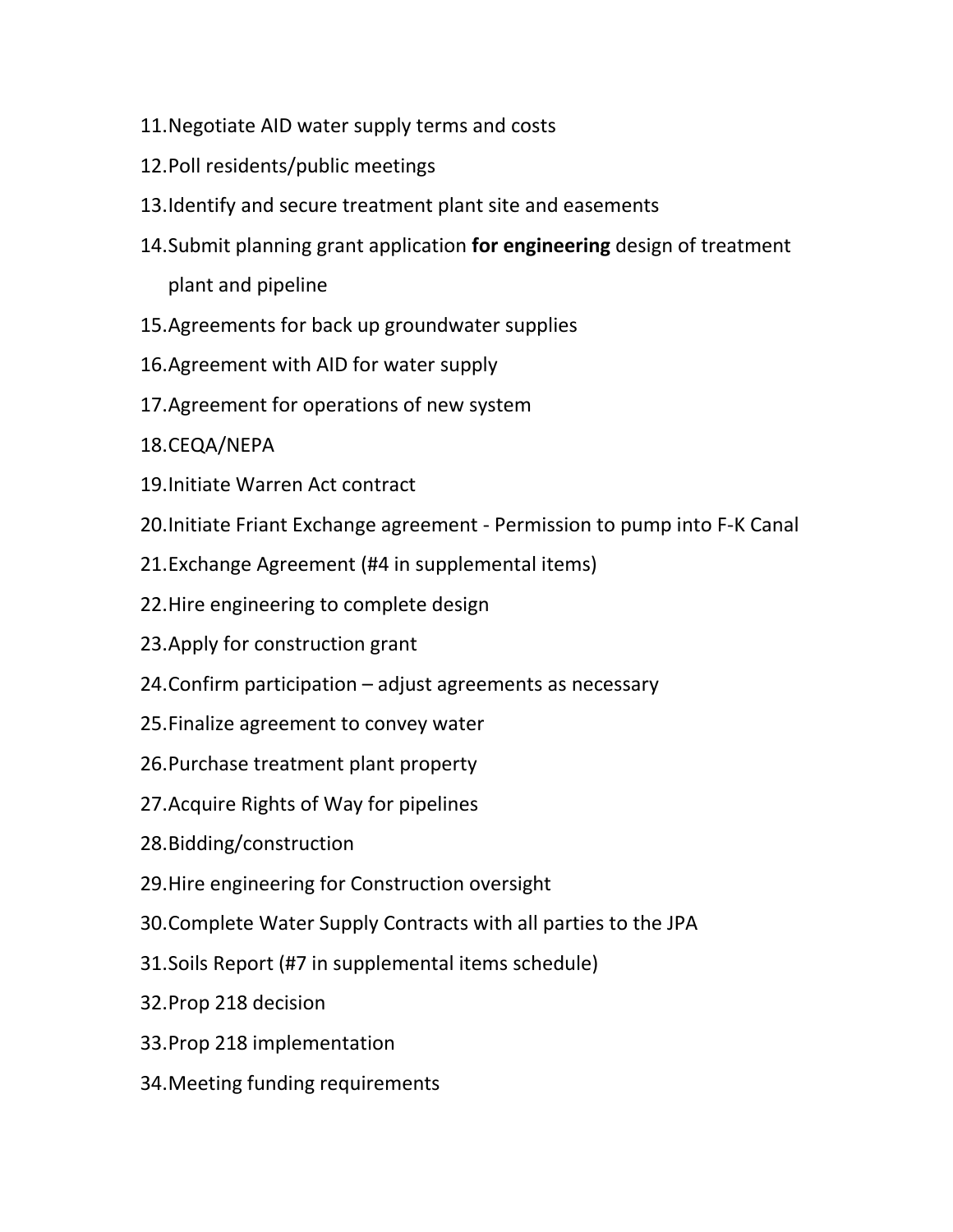11. Negotiate AID water supply terms and costs
12. Poll residents/public meetings
13. Identify and secure treatment plant site and easements
14. Submit planning grant application **for engineering** design of treatment plant and pipeline
15. Agreements for back up groundwater supplies
16. Agreement with AID for water supply
17. Agreement for operations of new system
18. CEQA/NEPA
19. Initiate Warren Act contract
20. Initiate Friant Exchange agreement - Permission to pump into F-K Canal
21. Exchange Agreement (#4 in supplemental items)
22. Hire engineering to complete design
23. Apply for construction grant
24. Confirm participation – adjust agreements as necessary
25. Finalize agreement to convey water
26. Purchase treatment plant property
27. Acquire Rights of Way for pipelines
28. Bidding/construction
29. Hire engineering for Construction oversight
30. Complete Water Supply Contracts with all parties to the JPA
31. Soils Report (#7 in supplemental items schedule)
32. Prop 218 decision
33. Prop 218 implementation
34. Meeting funding requirements